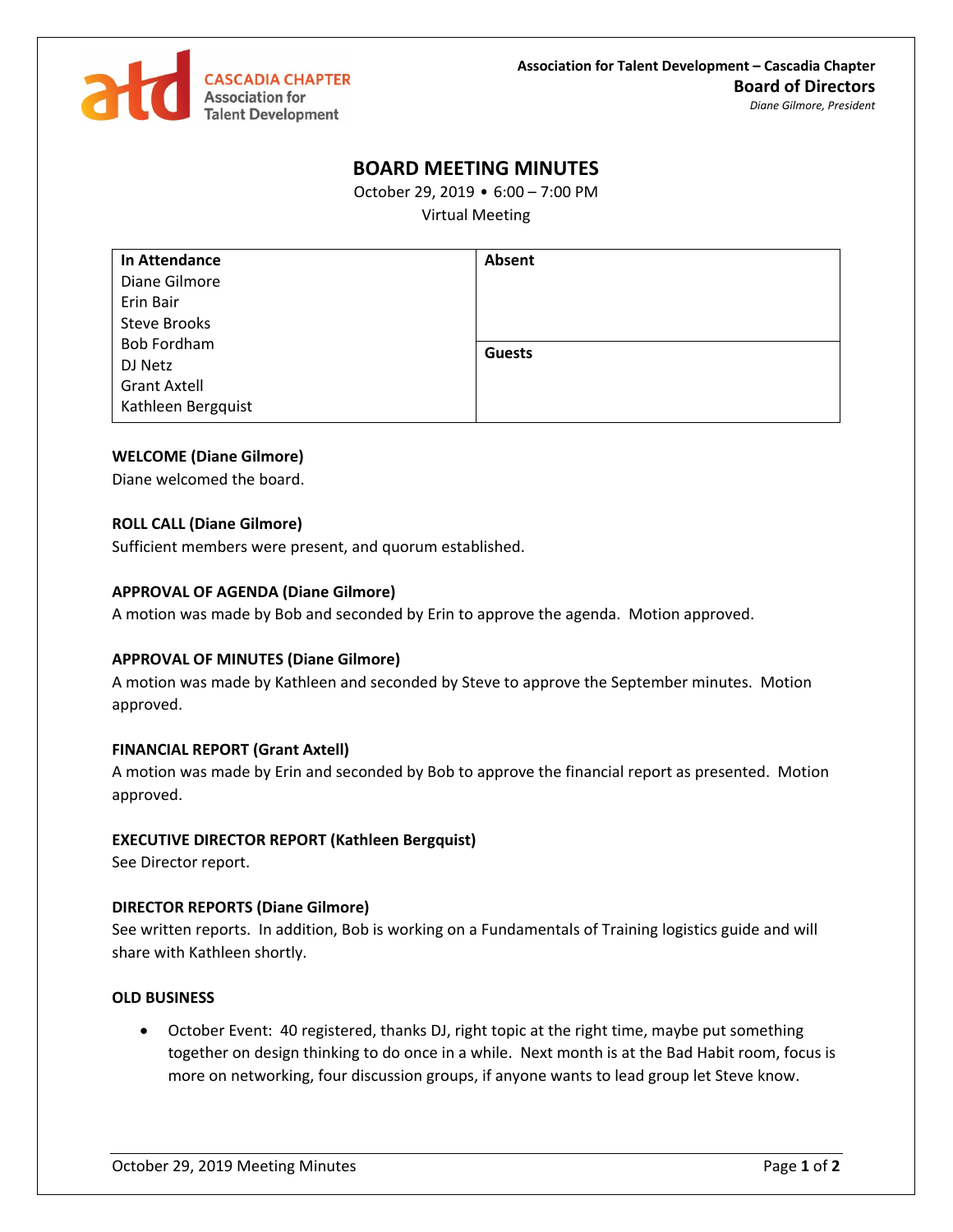CASCADIA CHAPTER
Association for Talent Development

**Association for Talent Development – Cascadia Chapter**
**Board of Directors**
*Diane Gilmore, President*

# BOARD MEETING MINUTES

October 29, 2019 • 6:00 – 7:00 PM
Virtual Meeting

| In Attendance | Absent |
| --- | --- |
| Diane Gilmore<br>Erin Bair<br>Steve Brooks<br>Bob Fordham<br>DJ Netz<br>Grant Axtell<br>Kathleen Bergquist | |
| | **Guests** |

**WELCOME (Diane Gilmore)**
Diane welcomed the board.

**ROLL CALL (Diane Gilmore)**
Sufficient members were present, and quorum established.

**APPROVAL OF AGENDA (Diane Gilmore)**
A motion was made by Bob and seconded by Erin to approve the agenda. Motion approved.

**APPROVAL OF MINUTES (Diane Gilmore)**
A motion was made by Kathleen and seconded by Steve to approve the September minutes. Motion approved.

**FINANCIAL REPORT (Grant Axtell)**
A motion was made by Erin and seconded by Bob to approve the financial report as presented. Motion approved.

**EXECUTIVE DIRECTOR REPORT (Kathleen Bergquist)**
See Director report.

**DIRECTOR REPORTS (Diane Gilmore)**
See written reports. In addition, Bob is working on a Fundamentals of Training logistics guide and will share with Kathleen shortly.

**OLD BUSINESS**

- October Event: 40 registered, thanks DJ, right topic at the right time, maybe put something together on design thinking to do once in a while. Next month is at the Bad Habit room, focus is more on networking, four discussion groups, if anyone wants to lead group let Steve know.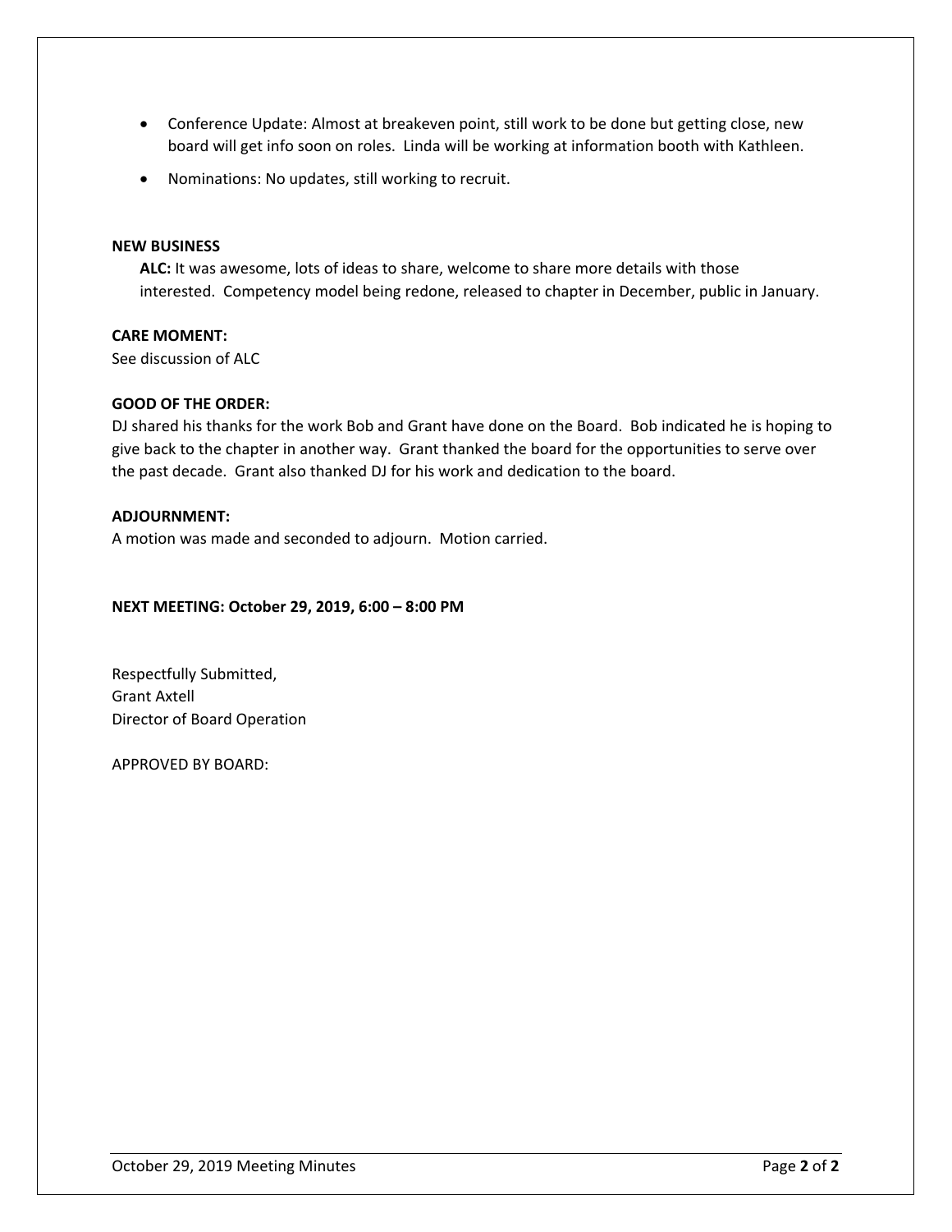- Conference Update: Almost at breakeven point, still work to be done but getting close, new board will get info soon on roles. Linda will be working at information booth with Kathleen.
- Nominations: No updates, still working to recruit.

**NEW BUSINESS**

**ALC:** It was awesome, lots of ideas to share, welcome to share more details with those interested. Competency model being redone, released to chapter in December, public in January.

**CARE MOMENT:**

See discussion of ALC

**GOOD OF THE ORDER:**

DJ shared his thanks for the work Bob and Grant have done on the Board. Bob indicated he is hoping to give back to the chapter in another way. Grant thanked the board for the opportunities to serve over the past decade. Grant also thanked DJ for his work and dedication to the board.

**ADJOURNMENT:**

A motion was made and seconded to adjourn. Motion carried.

**NEXT MEETING: October 29, 2019, 6:00 – 8:00 PM**

Respectfully Submitted,
Grant Axtell
Director of Board Operation

APPROVED BY BOARD: